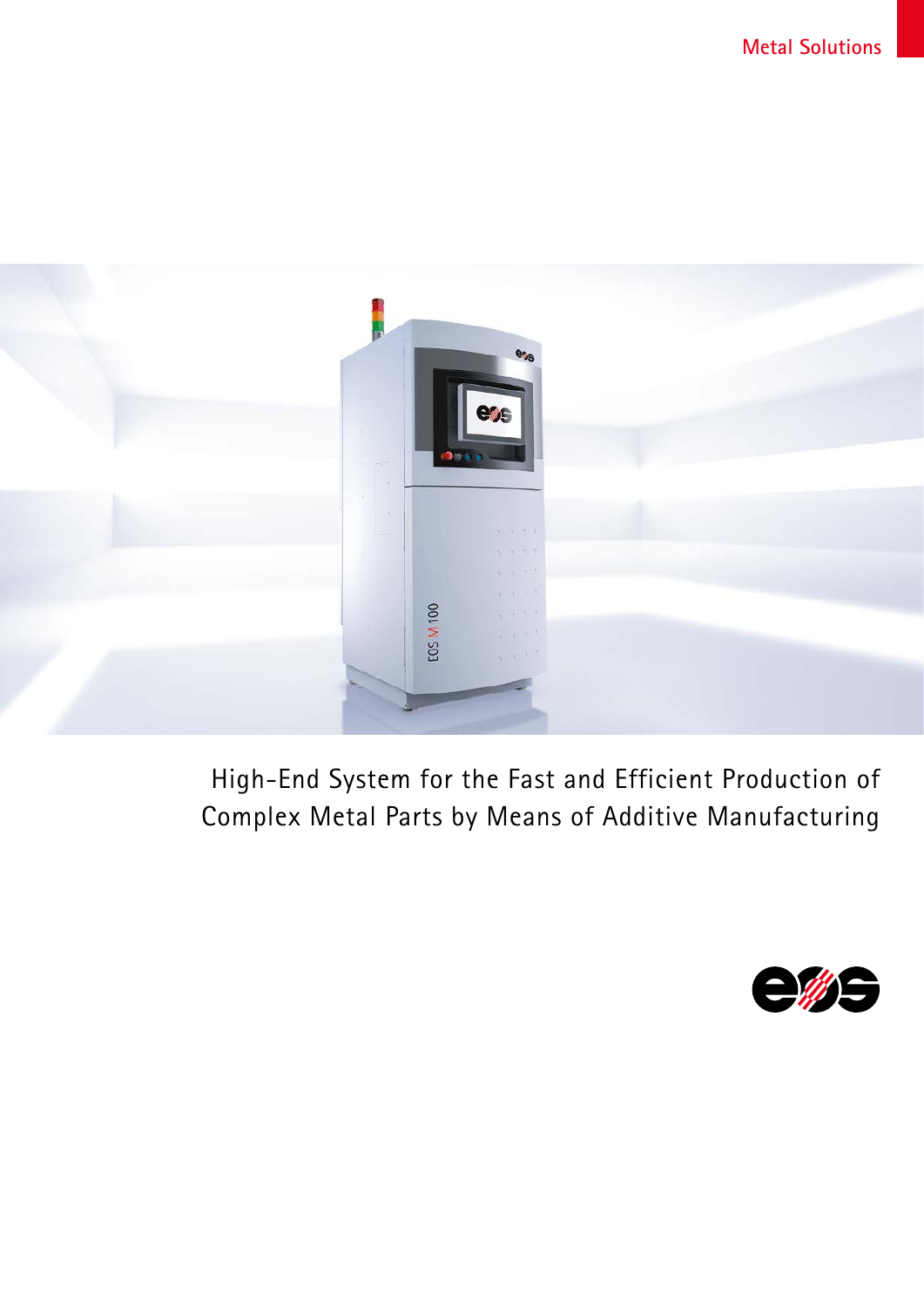Metal Solutions

High-End System for the Fast and Efficient Production of Complex Metal Parts by Means of Additive Manufacturing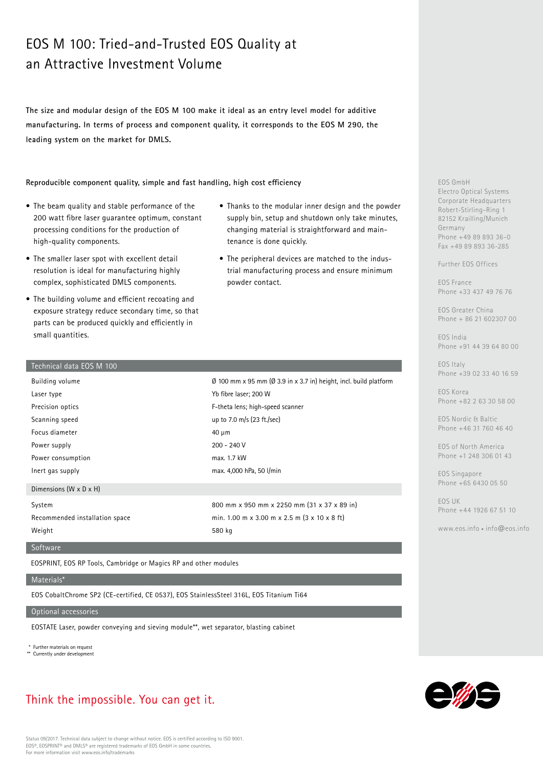# EOS M 100: Tried-and-Trusted EOS Quality at an Attractive Investment Volume

**The size and modular design of the EOS M 100 make it ideal as an entry level model for additive manufacturing. In terms of process and component quality, it corresponds to the EOS M 290, the leading system on the market for DMLS.**

**Reproducible component quality, simple and fast handling, high cost efficiency**

- The beam quality and stable performance of the 200 watt fibre laser guarantee optimum, constant processing conditions for the production of high-quality components.
- The smaller laser spot with excellent detail resolution is ideal for manufacturing highly complex, sophisticated DMLS components.
- The building volume and efficient recoating and exposure strategy reduce secondary time, so that parts can be produced quickly and efficiently in small quantities.
- Thanks to the modular inner design and the powder supply bin, setup and shutdown only take minutes, changing material is straightforward and maintenance is done quickly.
- The peripheral devices are matched to the industrial manufacturing process and ensure minimum powder contact.

| Technical data EOS M 100 | |
|---|---|
| Building volume | Ø 100 mm x 95 mm (Ø 3.9 in x 3.7 in) height, incl. build platform |
| Laser type | Yb fibre laser; 200 W |
| Precision optics | F-theta lens; high-speed scanner |
| Scanning speed | up to 7.0 m/s (23 ft./sec) |
| Focus diameter | 40 µm |
| Power supply | 200 - 240 V |
| Power consumption | max. 1.7 kW |
| Inert gas supply | max. 4,000 hPa, 50 l/min |
| **Dimensions (W x D x H)** | |
| System | 800 mm x 950 mm x 2250 mm (31 x 37 x 89 in) |
| Recommended installation space | min. 1.00 m x 3.00 m x 2.5 m (3 x 10 x 8 ft) |
| Weight | 580 kg |

**Software**

EOSPRINT, EOS RP Tools, Cambridge or Magics RP and other modules

**Materials***

EOS CobaltChrome SP2 (CE-certified, CE 0537), EOS StainlessSteel 316L, EOS Titanium Ti64

**Optional accessories**

EOSTATE Laser, powder conveying and sieving module**, wet separator, blasting cabinet

\* Further materials on request
\** Currently under development

EOS GmbH
Electro Optical Systems
Corporate Headquarters
Robert-Stirling-Ring 1
82152 Krailling/Munich
Germany
Phone +49 89 893 36-0
Fax +49 89 893 36-285

Further EOS Offices

EOS France
Phone +33 437 49 76 76

EOS Greater China
Phone + 86 21 602307 00

EOS India
Phone +91 44 39 64 80 00

EOS Italy
Phone +39 02 33 40 16 59

EOS Korea
Phone +82 2 63 30 58 00

EOS Nordic & Baltic
Phone +46 31 760 46 40

EOS of North America
Phone +1 248 306 01 43

EOS Singapore
Phone +65 6430 05 50

EOS UK
Phone +44 1926 67 51 10

www.eos.info • info@eos.info

Think the impossible. You can get it.

Status 09/2017. Technical data subject to change without notice. EOS is certified according to ISO 9001.
EOS®, EOSPRINT® and DMLS® are registered trademarks of EOS GmbH in some countries.
For more information visit www.eos.info/trademarks